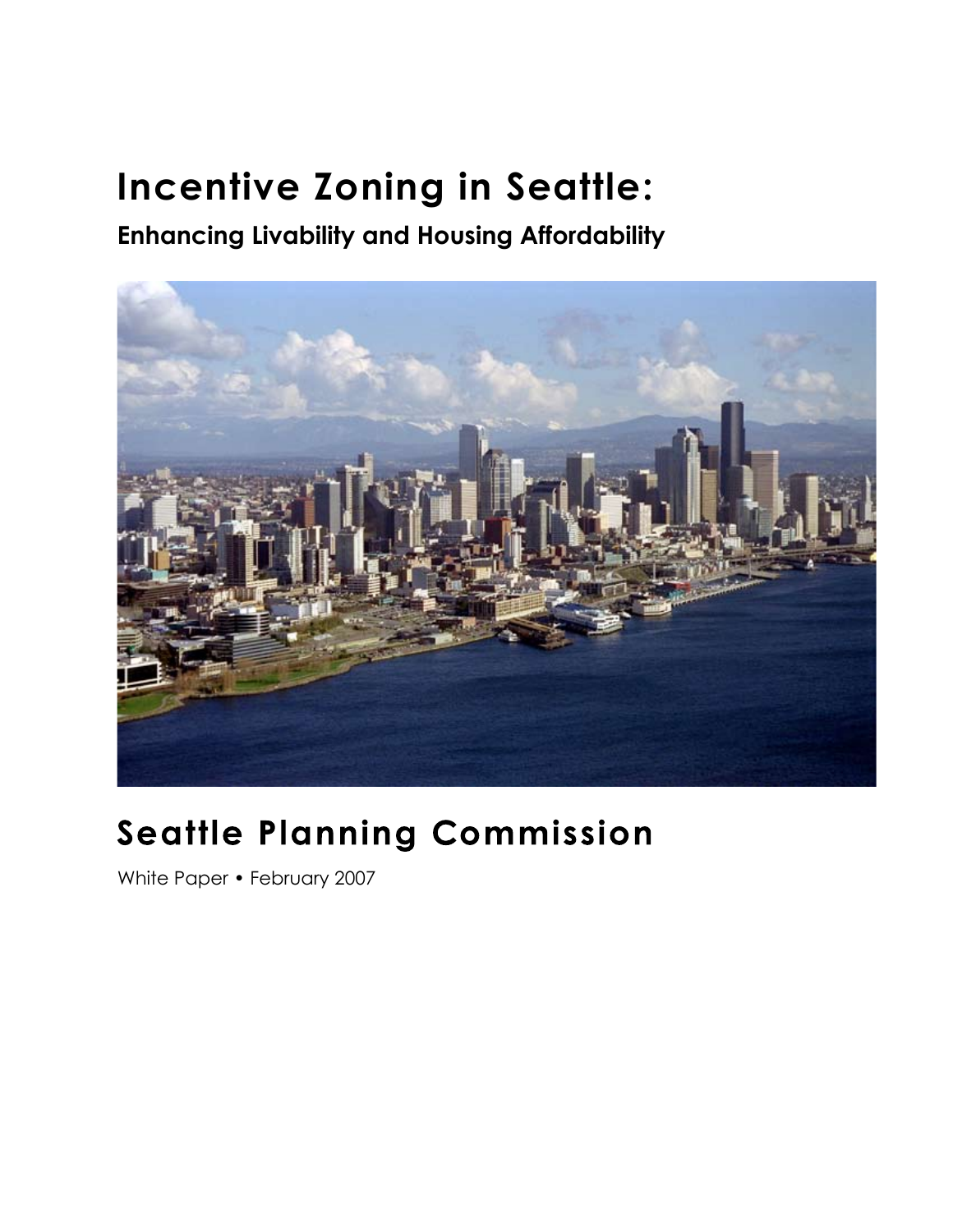# Incentive Zoning in Seattle:

## Enhancing Livability and Housing Affordability

# Seattle Planning Commission

White Paper • February 2007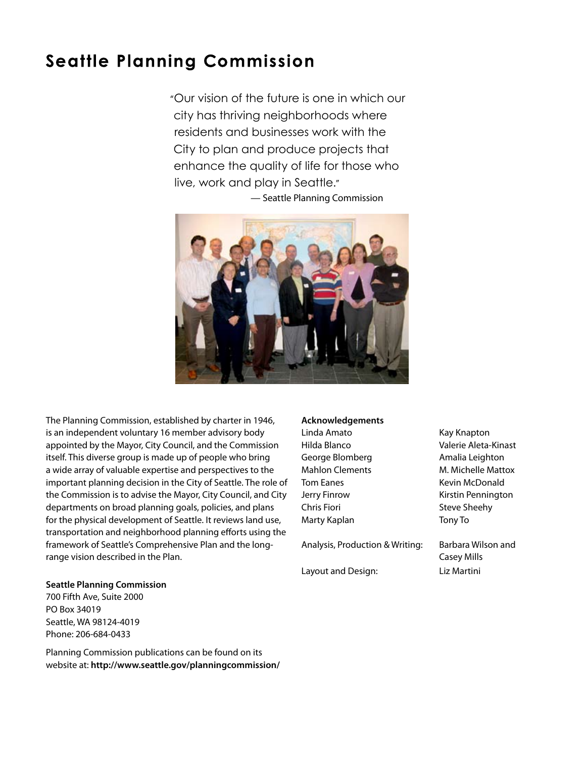# Seattle Planning Commission

"Our vision of the future is one in which our city has thriving neighborhoods where residents and businesses work with the City to plan and produce projects that enhance the quality of life for those who live, work and play in Seattle."

— Seattle Planning Commission

The Planning Commission, established by charter in 1946, is an independent voluntary 16 member advisory body appointed by the Mayor, City Council, and the Commission itself. This diverse group is made up of people who bring a wide array of valuable expertise and perspectives to the important planning decision in the City of Seattle. The role of the Commission is to advise the Mayor, City Council, and City departments on broad planning goals, policies, and plans for the physical development of Seattle. It reviews land use, transportation and neighborhood planning efforts using the framework of Seattle's Comprehensive Plan and the long-range vision described in the Plan.

**Seattle Planning Commission**
700 Fifth Ave, Suite 2000
PO Box 34019
Seattle, WA 98124-4019
Phone: 206-684-0433

Planning Commission publications can be found on its website at: **http://www.seattle.gov/planningcommission/**

**Acknowledgements**

Linda Amato
Hilda Blanco
George Blomberg
Mahlon Clements
Tom Eanes
Jerry Finrow
Chris Fiori
Marty Kaplan
Kay Knapton
Valerie Aleta-Kinast
Amalia Leighton
M. Michelle Mattox
Kevin McDonald
Kirstin Pennington
Steve Sheehy
Tony To

Analysis, Production & Writing: Barbara Wilson and Casey Mills

Layout and Design: Liz Martini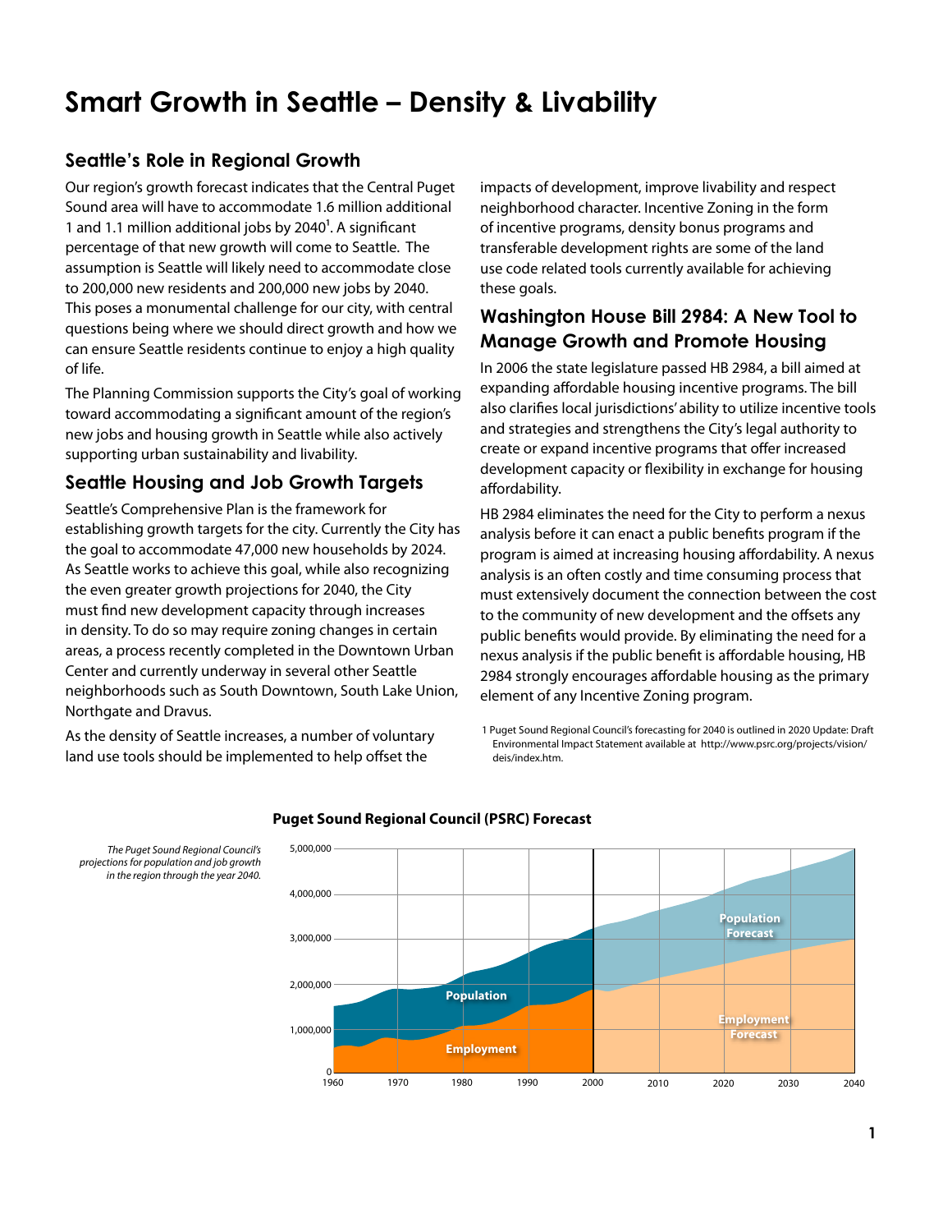# Smart Growth in Seattle – Density & Livability

## Seattle's Role in Regional Growth

Our region's growth forecast indicates that the Central Puget Sound area will have to accommodate 1.6 million additional 1 and 1.1 million additional jobs by 2040[1]. A significant percentage of that new growth will come to Seattle. The assumption is Seattle will likely need to accommodate close to 200,000 new residents and 200,000 new jobs by 2040. This poses a monumental challenge for our city, with central questions being where we should direct growth and how we can ensure Seattle residents continue to enjoy a high quality of life.

The Planning Commission supports the City's goal of working toward accommodating a significant amount of the region's new jobs and housing growth in Seattle while also actively supporting urban sustainability and livability.

## Seattle Housing and Job Growth Targets

Seattle's Comprehensive Plan is the framework for establishing growth targets for the city. Currently the City has the goal to accommodate 47,000 new households by 2024. As Seattle works to achieve this goal, while also recognizing the even greater growth projections for 2040, the City must find new development capacity through increases in density. To do so may require zoning changes in certain areas, a process recently completed in the Downtown Urban Center and currently underway in several other Seattle neighborhoods such as South Downtown, South Lake Union, Northgate and Dravus.

As the density of Seattle increases, a number of voluntary land use tools should be implemented to help offset the impacts of development, improve livability and respect neighborhood character. Incentive Zoning in the form of incentive programs, density bonus programs and transferable development rights are some of the land use code related tools currently available for achieving these goals.

## Washington House Bill 2984: A New Tool to Manage Growth and Promote Housing

In 2006 the state legislature passed HB 2984, a bill aimed at expanding affordable housing incentive programs. The bill also clarifies local jurisdictions' ability to utilize incentive tools and strategies and strengthens the City's legal authority to create or expand incentive programs that offer increased development capacity or flexibility in exchange for housing affordability.

HB 2984 eliminates the need for the City to perform a nexus analysis before it can enact a public benefits program if the program is aimed at increasing housing affordability. A nexus analysis is an often costly and time consuming process that must extensively document the connection between the cost to the community of new development and the offsets any public benefits would provide. By eliminating the need for a nexus analysis if the public benefit is affordable housing, HB 2984 strongly encourages affordable housing as the primary element of any Incentive Zoning program.

1 Puget Sound Regional Council's forecasting for 2040 is outlined in 2020 Update: Draft Environmental Impact Statement available at http://www.psrc.org/projects/vision/deis/index.htm.

**Puget Sound Regional Council (PSRC) Forecast**

*The Puget Sound Regional Council's projections for population and job growth in the region through the year 2040.*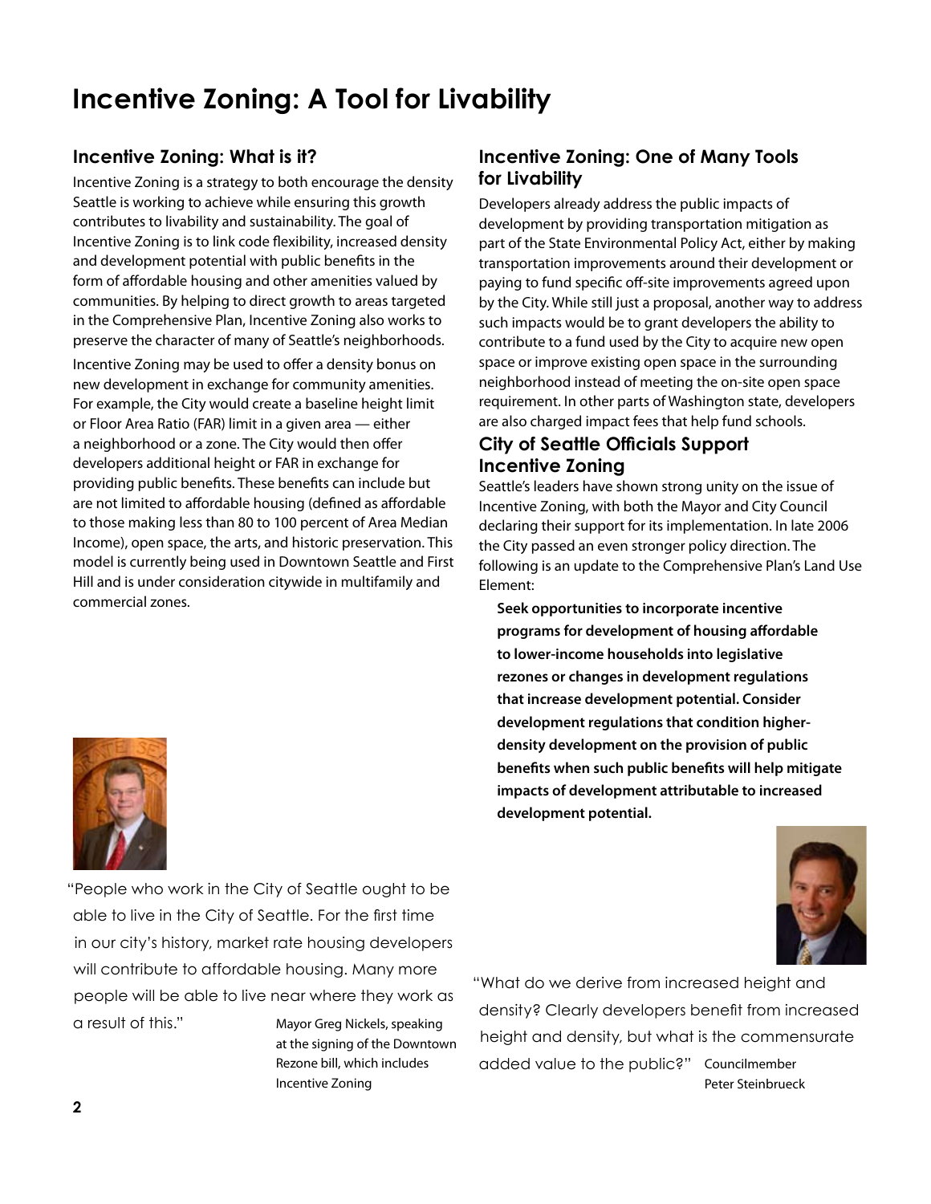# Incentive Zoning: A Tool for Livability

## Incentive Zoning: What is it?

Incentive Zoning is a strategy to both encourage the density Seattle is working to achieve while ensuring this growth contributes to livability and sustainability. The goal of Incentive Zoning is to link code flexibility, increased density and development potential with public benefits in the form of affordable housing and other amenities valued by communities. By helping to direct growth to areas targeted in the Comprehensive Plan, Incentive Zoning also works to preserve the character of many of Seattle's neighborhoods.

Incentive Zoning may be used to offer a density bonus on new development in exchange for community amenities. For example, the City would create a baseline height limit or Floor Area Ratio (FAR) limit in a given area — either a neighborhood or a zone. The City would then offer developers additional height or FAR in exchange for providing public benefits. These benefits can include but are not limited to affordable housing (defined as affordable to those making less than 80 to 100 percent of Area Median Income), open space, the arts, and historic preservation. This model is currently being used in Downtown Seattle and First Hill and is under consideration citywide in multifamily and commercial zones.

"People who work in the City of Seattle ought to be able to live in the City of Seattle. For the first time in our city's history, market rate housing developers will contribute to affordable housing. Many more people will be able to live near where they work as a result of this."

Mayor Greg Nickels, speaking at the signing of the Downtown Rezone bill, which includes Incentive Zoning

## Incentive Zoning: One of Many Tools for Livability

Developers already address the public impacts of development by providing transportation mitigation as part of the State Environmental Policy Act, either by making transportation improvements around their development or paying to fund specific off-site improvements agreed upon by the City. While still just a proposal, another way to address such impacts would be to grant developers the ability to contribute to a fund used by the City to acquire new open space or improve existing open space in the surrounding neighborhood instead of meeting the on-site open space requirement. In other parts of Washington state, developers are also charged impact fees that help fund schools.

## City of Seattle Officials Support Incentive Zoning

Seattle's leaders have shown strong unity on the issue of Incentive Zoning, with both the Mayor and City Council declaring their support for its implementation. In late 2006 the City passed an even stronger policy direction. The following is an update to the Comprehensive Plan's Land Use Element:

> **Seek opportunities to incorporate incentive programs for development of housing affordable to lower-income households into legislative rezones or changes in development regulations that increase development potential. Consider development regulations that condition higher-density development on the provision of public benefits when such public benefits will help mitigate impacts of development attributable to increased development potential.**

"What do we derive from increased height and density? Clearly developers benefit from increased height and density, but what is the commensurate added value to the public?"

Councilmember Peter Steinbrueck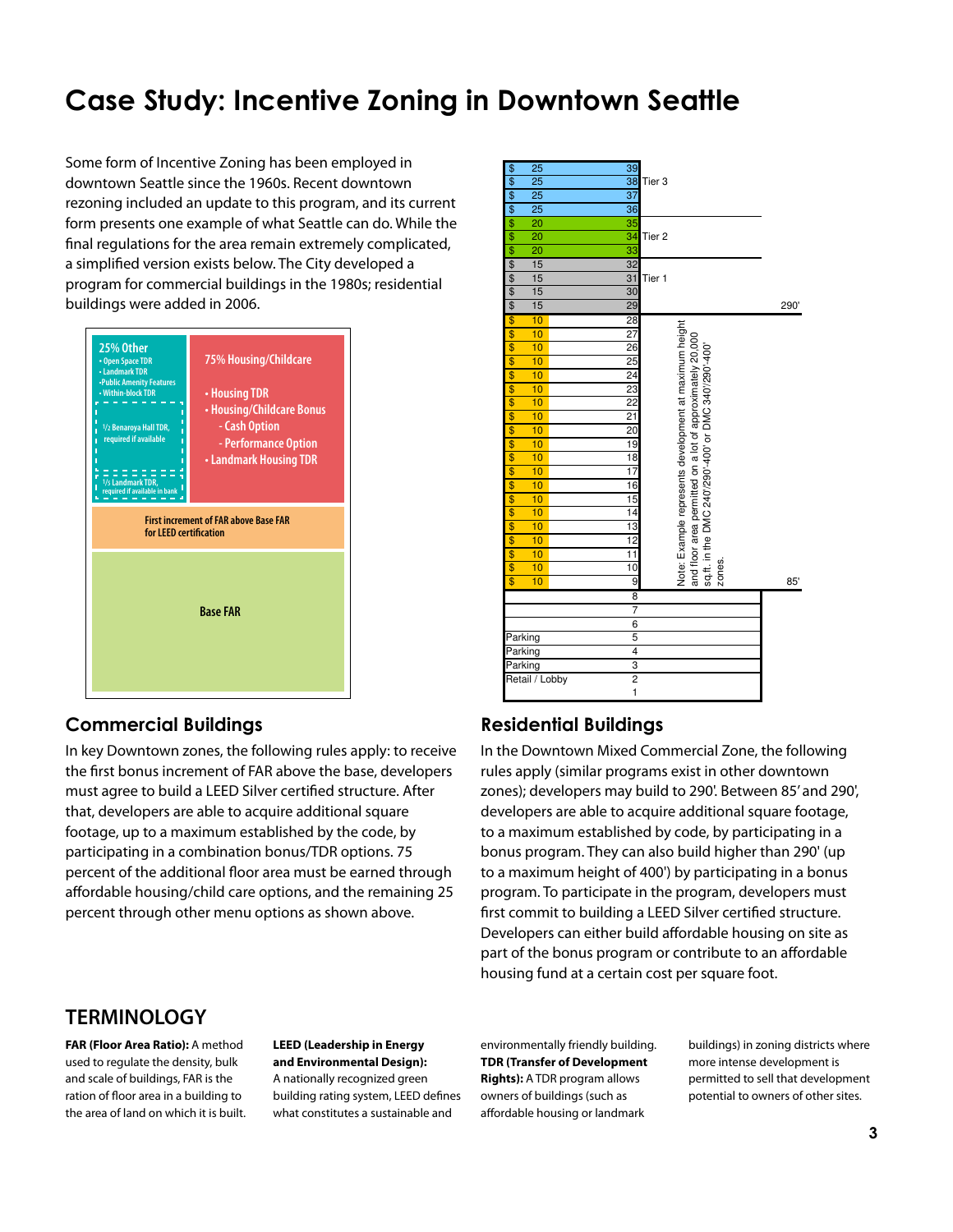# Case Study: Incentive Zoning in Downtown Seattle

Some form of Incentive Zoning has been employed in downtown Seattle since the 1960s. Recent downtown rezoning included an update to this program, and its current form presents one example of what Seattle can do. While the final regulations for the area remain extremely complicated, a simplified version exists below. The City developed a program for commercial buildings in the 1980s; residential buildings were added in 2006.

**25% Other**
- Open Space TDR
- Landmark TDR
- Public Amenity Features
- Within-block TDR

½ Benaroya Hall TDR, required if available

⅓ Landmark TDR, required if available in bank

**75% Housing/Childcare**
- Housing TDR
- Housing/Childcare Bonus
  - Cash Option
  - Performance Option
- Landmark Housing TDR

**First increment of FAR above Base FAR for LEED certification**

**Base FAR**

| | | Floor | |
|---|---|---|---|
| $ | 25 | 39 | |
| $ | 25 | 38 | Tier 3 |
| $ | 25 | 37 | |
| $ | 25 | 36 | |
| $ | 20 | 35 | |
| $ | 20 | 34 | Tier 2 |
| $ | 20 | 33 | |
| $ | 15 | 32 | |
| $ | 15 | 31 | Tier 1 |
| $ | 15 | 30 | |
| $ | 15 | 29 | 290' |
| $ | 10 | 28 | |
| $ | 10 | 27 | |
| $ | 10 | 26 | |
| $ | 10 | 25 | |
| $ | 10 | 24 | |
| $ | 10 | 23 | |
| $ | 10 | 22 | |
| $ | 10 | 21 | |
| $ | 10 | 20 | |
| $ | 10 | 19 | |
| $ | 10 | 18 | |
| $ | 10 | 17 | |
| $ | 10 | 16 | |
| $ | 10 | 15 | |
| $ | 10 | 14 | |
| $ | 10 | 13 | |
| $ | 10 | 12 | |
| $ | 10 | 11 | |
| $ | 10 | 10 | |
| $ | 10 | 9 | 85' |
| | | 8 | |
| | | 7 | |
| | | 6 | |
| Parking | | 5 | |
| Parking | | 4 | |
| Parking | | 3 | |
| Retail / Lobby | | 2 | |
| | | 1 | |

Note: Example represents development at maximum height and floor area permitted on a lot of approximately 20,000 sq.ft. in the DMC 240'/290'-400' or DMC 340'/290'-400' zones.

## Commercial Buildings

In key Downtown zones, the following rules apply: to receive the first bonus increment of FAR above the base, developers must agree to build a LEED Silver certified structure. After that, developers are able to acquire additional square footage, up to a maximum established by the code, by participating in a combination bonus/TDR options. 75 percent of the additional floor area must be earned through affordable housing/child care options, and the remaining 25 percent through other menu options as shown above.

## Residential Buildings

In the Downtown Mixed Commercial Zone, the following rules apply (similar programs exist in other downtown zones); developers may build to 290'. Between 85' and 290', developers are able to acquire additional square footage, to a maximum established by code, by participating in a bonus program. They can also build higher than 290' (up to a maximum height of 400') by participating in a bonus program. To participate in the program, developers must first commit to building a LEED Silver certified structure. Developers can either build affordable housing on site as part of the bonus program or contribute to an affordable housing fund at a certain cost per square foot.

## TERMINOLOGY

**FAR (Floor Area Ratio):** A method used to regulate the density, bulk and scale of buildings, FAR is the ration of floor area in a building to the area of land on which it is built.

**LEED (Leadership in Energy and Environmental Design):** A nationally recognized green building rating system, LEED defines what constitutes a sustainable and environmentally friendly building.

**TDR (Transfer of Development Rights):** A TDR program allows owners of buildings (such as affordable housing or landmark buildings) in zoning districts where more intense development is permitted to sell that development potential to owners of other sites.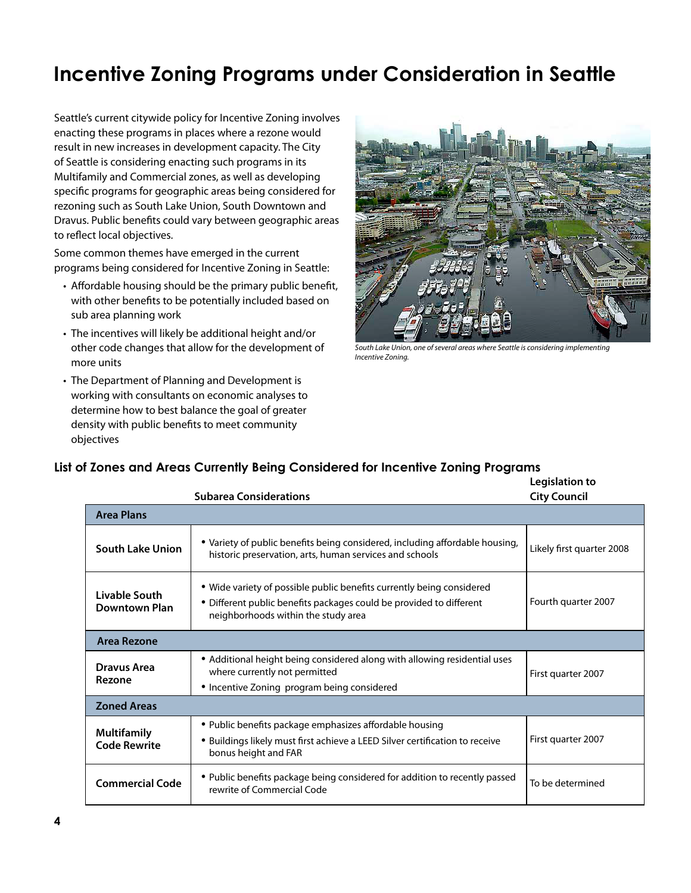# Incentive Zoning Programs under Consideration in Seattle

Seattle's current citywide policy for Incentive Zoning involves enacting these programs in places where a rezone would result in new increases in development capacity. The City of Seattle is considering enacting such programs in its Multifamily and Commercial zones, as well as developing specific programs for geographic areas being considered for rezoning such as South Lake Union, South Downtown and Dravus. Public benefits could vary between geographic areas to reflect local objectives.

Some common themes have emerged in the current programs being considered for Incentive Zoning in Seattle:

- Affordable housing should be the primary public benefit, with other benefits to be potentially included based on sub area planning work
- The incentives will likely be additional height and/or other code changes that allow for the development of more units
- The Department of Planning and Development is working with consultants on economic analyses to determine how to best balance the goal of greater density with public benefits to meet community objectives

*South Lake Union, one of several areas where Seattle is considering implementing Incentive Zoning.*

## List of Zones and Areas Currently Being Considered for Incentive Zoning Programs

| | Subarea Considerations | Legislation to City Council |
|---|---|---|
| **Area Plans** | | |
| **South Lake Union** | • Variety of public benefits being considered, including affordable housing, historic preservation, arts, human services and schools | Likely first quarter 2008 |
| **Livable South Downtown Plan** | • Wide variety of possible public benefits currently being considered<br>• Different public benefits packages could be provided to different neighborhoods within the study area | Fourth quarter 2007 |
| **Area Rezone** | | |
| **Dravus Area Rezone** | • Additional height being considered along with allowing residential uses where currently not permitted<br>• Incentive Zoning program being considered | First quarter 2007 |
| **Zoned Areas** | | |
| **Multifamily Code Rewrite** | • Public benefits package emphasizes affordable housing<br>• Buildings likely must first achieve a LEED Silver certification to receive bonus height and FAR | First quarter 2007 |
| **Commercial Code** | • Public benefits package being considered for addition to recently passed rewrite of Commercial Code | To be determined |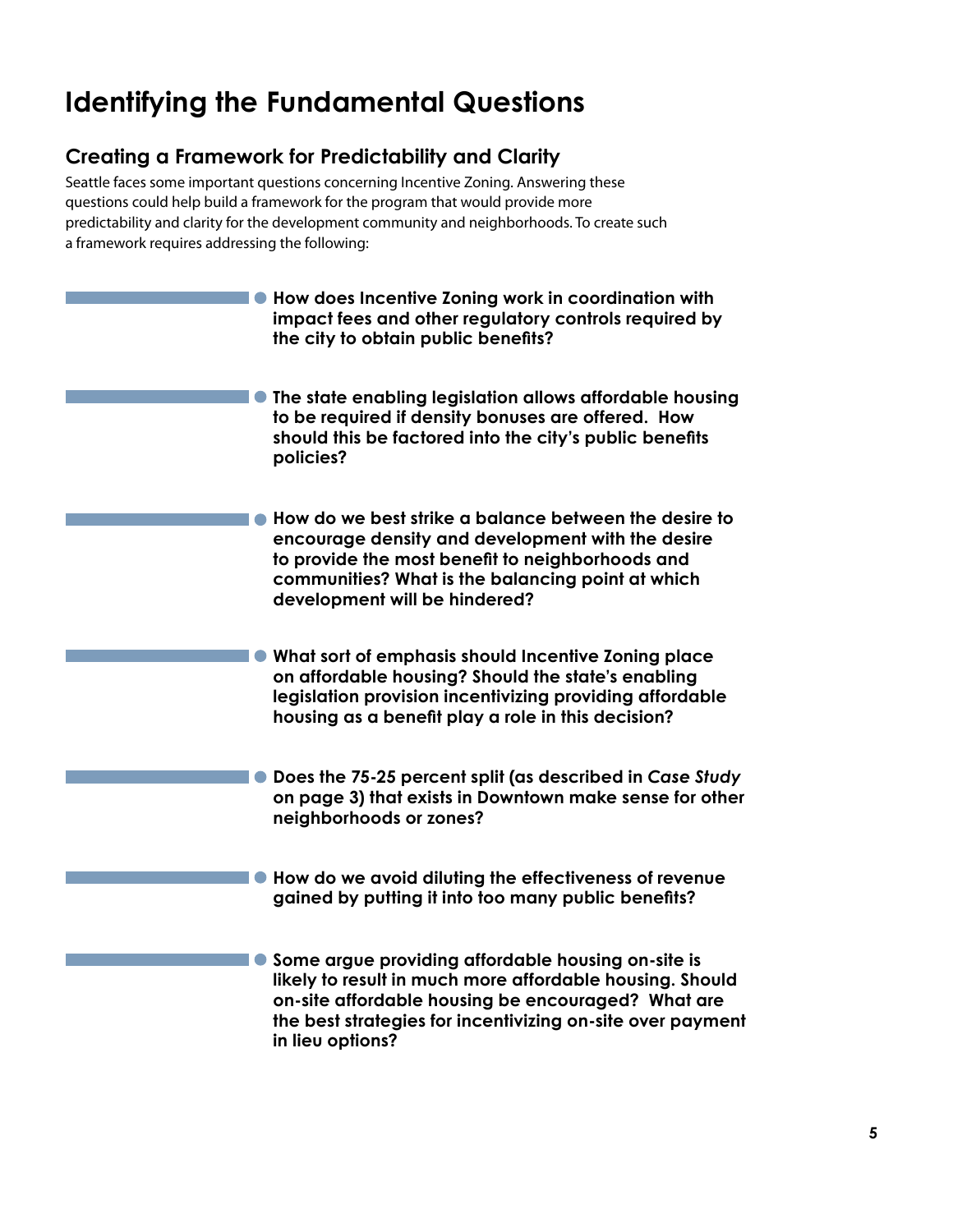# Identifying the Fundamental Questions

## Creating a Framework for Predictability and Clarity

Seattle faces some important questions concerning Incentive Zoning. Answering these questions could help build a framework for the program that would provide more predictability and clarity for the development community and neighborhoods. To create such a framework requires addressing the following:

- **How does Incentive Zoning work in coordination with impact fees and other regulatory controls required by the city to obtain public benefits?**

- **The state enabling legislation allows affordable housing to be required if density bonuses are offered. How should this be factored into the city's public benefits policies?**

- **How do we best strike a balance between the desire to encourage density and development with the desire to provide the most benefit to neighborhoods and communities? What is the balancing point at which development will be hindered?**

- **What sort of emphasis should Incentive Zoning place on affordable housing? Should the state's enabling legislation provision incentivizing providing affordable housing as a benefit play a role in this decision?**

- **Does the 75-25 percent split (as described in *Case Study* on page 3) that exists in Downtown make sense for other neighborhoods or zones?**

- **How do we avoid diluting the effectiveness of revenue gained by putting it into too many public benefits?**

- **Some argue providing affordable housing on-site is likely to result in much more affordable housing. Should on-site affordable housing be encouraged? What are the best strategies for incentivizing on-site over payment in lieu options?**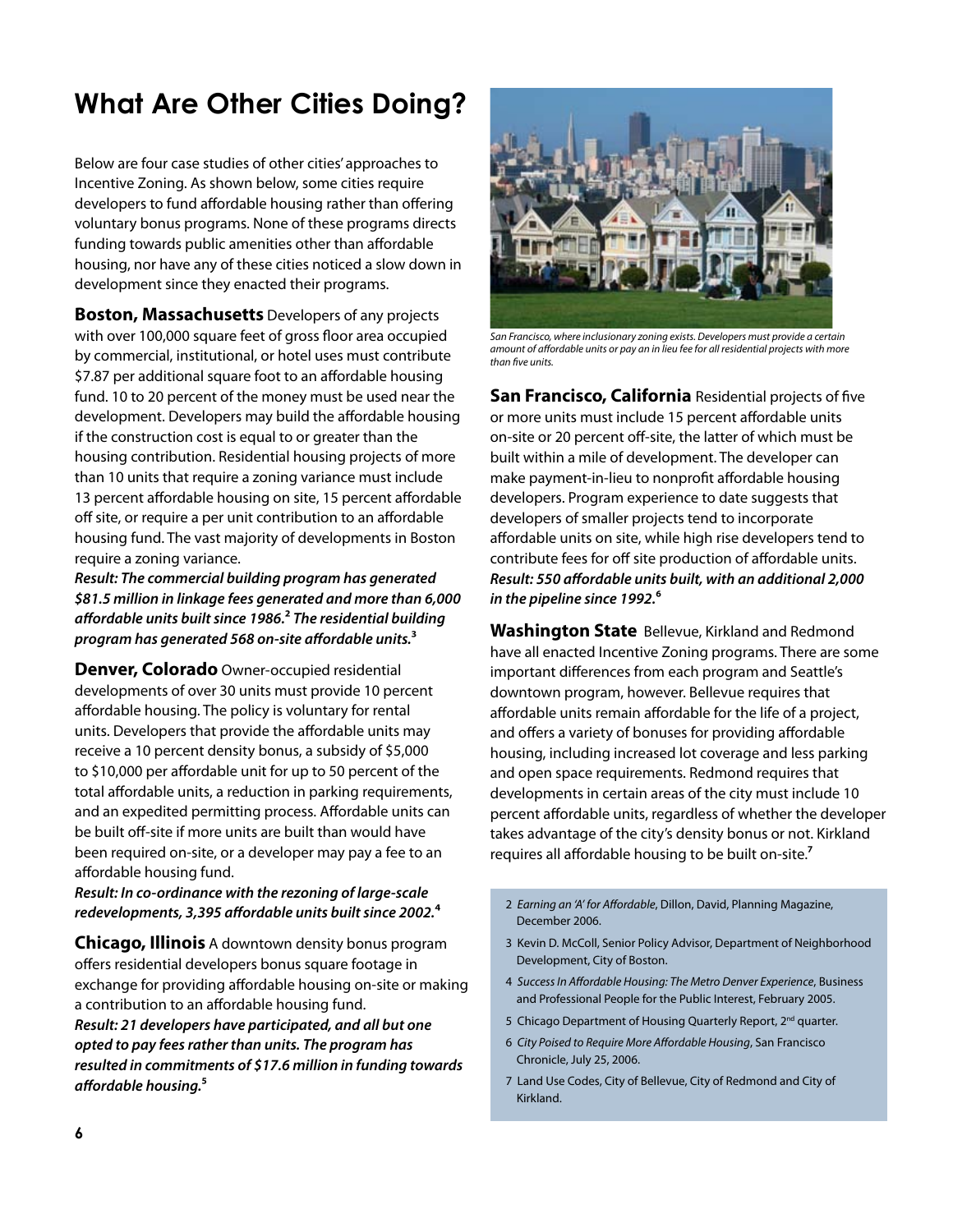# What Are Other Cities Doing?

Below are four case studies of other cities' approaches to Incentive Zoning. As shown below, some cities require developers to fund affordable housing rather than offering voluntary bonus programs. None of these programs directs funding towards public amenities other than affordable housing, nor have any of these cities noticed a slow down in development since they enacted their programs.

**Boston, Massachusetts** Developers of any projects with over 100,000 square feet of gross floor area occupied by commercial, institutional, or hotel uses must contribute $7.87 per additional square foot to an affordable housing fund. 10 to 20 percent of the money must be used near the development. Developers may build the affordable housing if the construction cost is equal to or greater than the housing contribution. Residential housing projects of more than 10 units that require a zoning variance must include 13 percent affordable housing on site, 15 percent affordable off site, or require a per unit contribution to an affordable housing fund. The vast majority of developments in Boston require a zoning variance.
***Result: The commercial building program has generated $81.5 million in linkage fees generated and more than 6,000 affordable units built since 1986.[2] The residential building program has generated 568 on-site affordable units.[3]***

**Denver, Colorado** Owner-occupied residential developments of over 30 units must provide 10 percent affordable housing. The policy is voluntary for rental units. Developers that provide the affordable units may receive a 10 percent density bonus, a subsidy of $5,000 to $10,000 per affordable unit for up to 50 percent of the total affordable units, a reduction in parking requirements, and an expedited permitting process. Affordable units can be built off-site if more units are built than would have been required on-site, or a developer may pay a fee to an affordable housing fund.
***Result: In co-ordinance with the rezoning of large-scale redevelopments, 3,395 affordable units built since 2002.[4]***

**Chicago, Illinois** A downtown density bonus program offers residential developers bonus square footage in exchange for providing affordable housing on-site or making a contribution to an affordable housing fund.
***Result: 21 developers have participated, and all but one opted to pay fees rather than units. The program has resulted in commitments of $17.6 million in funding towards affordable housing.[5]***

*San Francisco, where inclusionary zoning exists. Developers must provide a certain amount of affordable units or pay an in lieu fee for all residential projects with more than five units.*

**San Francisco, California** Residential projects of five or more units must include 15 percent affordable units on-site or 20 percent off-site, the latter of which must be built within a mile of development. The developer can make payment-in-lieu to nonprofit affordable housing developers. Program experience to date suggests that developers of smaller projects tend to incorporate affordable units on site, while high rise developers tend to contribute fees for off site production of affordable units.
***Result: 550 affordable units built, with an additional 2,000 in the pipeline since 1992.[6]***

**Washington State** Bellevue, Kirkland and Redmond have all enacted Incentive Zoning programs. There are some important differences from each program and Seattle's downtown program, however. Bellevue requires that affordable units remain affordable for the life of a project, and offers a variety of bonuses for providing affordable housing, including increased lot coverage and less parking and open space requirements. Redmond requires that developments in certain areas of the city must include 10 percent affordable units, regardless of whether the developer takes advantage of the city's density bonus or not. Kirkland requires all affordable housing to be built on-site.[7]

2 *Earning an 'A' for Affordable*, Dillon, David, Planning Magazine, December 2006.

3 Kevin D. McColl, Senior Policy Advisor, Department of Neighborhood Development, City of Boston.

4 *Success In Affordable Housing: The Metro Denver Experience*, Business and Professional People for the Public Interest, February 2005.

5 Chicago Department of Housing Quarterly Report, 2nd quarter.

6 *City Poised to Require More Affordable Housing*, San Francisco Chronicle, July 25, 2006.

7 Land Use Codes, City of Bellevue, City of Redmond and City of Kirkland.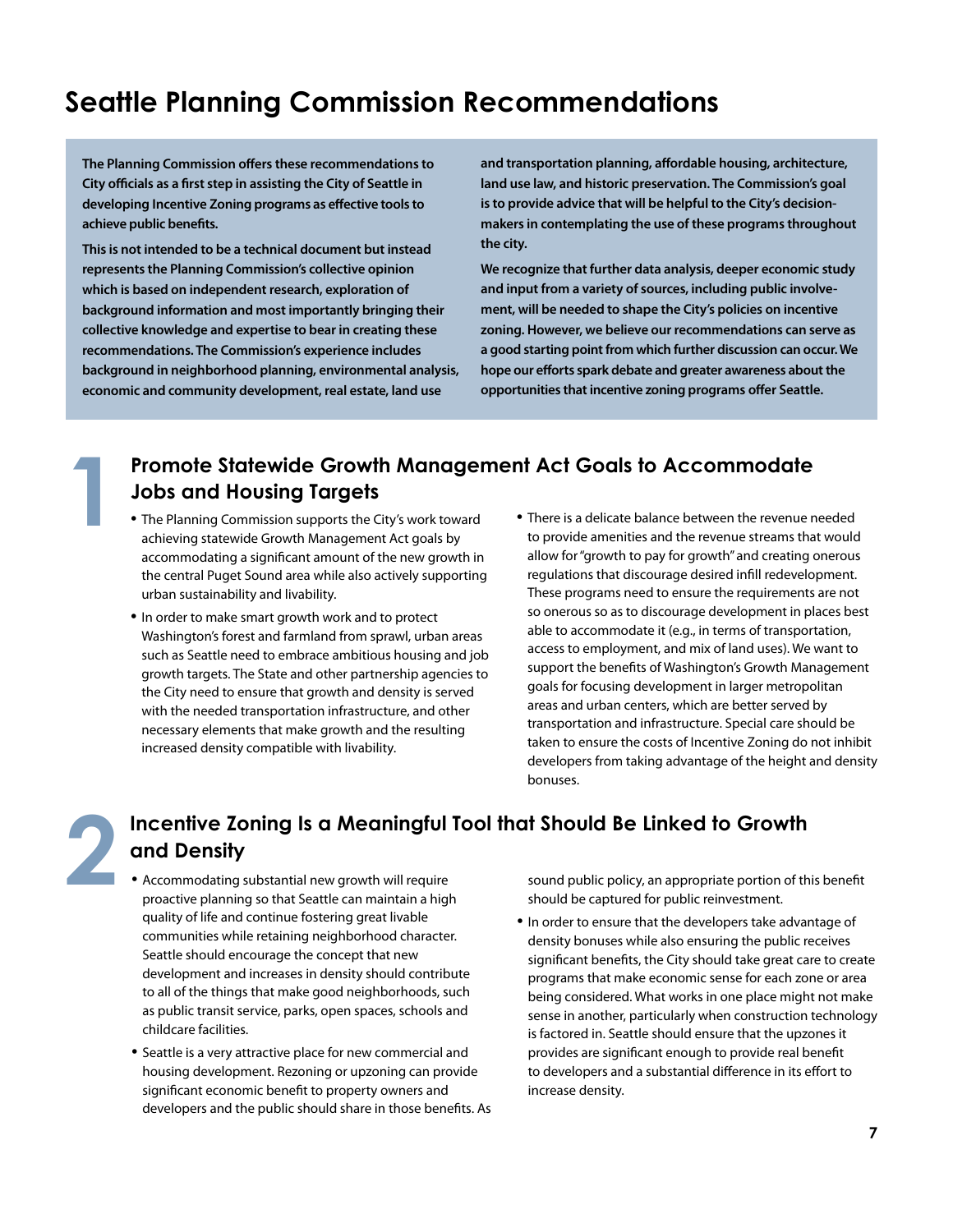# Seattle Planning Commission Recommendations

**The Planning Commission offers these recommendations to City officials as a first step in assisting the City of Seattle in developing Incentive Zoning programs as effective tools to achieve public benefits.**

**This is not intended to be a technical document but instead represents the Planning Commission's collective opinion which is based on independent research, exploration of background information and most importantly bringing their collective knowledge and expertise to bear in creating these recommendations. The Commission's experience includes background in neighborhood planning, environmental analysis, economic and community development, real estate, land use and transportation planning, affordable housing, architecture, land use law, and historic preservation. The Commission's goal is to provide advice that will be helpful to the City's decision-makers in contemplating the use of these programs throughout the city.**

**We recognize that further data analysis, deeper economic study and input from a variety of sources, including public involvement, will be needed to shape the City's policies on incentive zoning. However, we believe our recommendations can serve as a good starting point from which further discussion can occur. We hope our efforts spark debate and greater awareness about the opportunities that incentive zoning programs offer Seattle.**

## 1 Promote Statewide Growth Management Act Goals to Accommodate Jobs and Housing Targets

- The Planning Commission supports the City's work toward achieving statewide Growth Management Act goals by accommodating a significant amount of the new growth in the central Puget Sound area while also actively supporting urban sustainability and livability.
- In order to make smart growth work and to protect Washington's forest and farmland from sprawl, urban areas such as Seattle need to embrace ambitious housing and job growth targets. The State and other partnership agencies to the City need to ensure that growth and density is served with the needed transportation infrastructure, and other necessary elements that make growth and the resulting increased density compatible with livability.
- There is a delicate balance between the revenue needed to provide amenities and the revenue streams that would allow for "growth to pay for growth" and creating onerous regulations that discourage desired infill redevelopment. These programs need to ensure the requirements are not so onerous so as to discourage development in places best able to accommodate it (e.g., in terms of transportation, access to employment, and mix of land uses). We want to support the benefits of Washington's Growth Management goals for focusing development in larger metropolitan areas and urban centers, which are better served by transportation and infrastructure. Special care should be taken to ensure the costs of Incentive Zoning do not inhibit developers from taking advantage of the height and density bonuses.

## 2 Incentive Zoning Is a Meaningful Tool that Should Be Linked to Growth and Density

- Accommodating substantial new growth will require proactive planning so that Seattle can maintain a high quality of life and continue fostering great livable communities while retaining neighborhood character. Seattle should encourage the concept that new development and increases in density should contribute to all of the things that make good neighborhoods, such as public transit service, parks, open spaces, schools and childcare facilities.
- Seattle is a very attractive place for new commercial and housing development. Rezoning or upzoning can provide significant economic benefit to property owners and developers and the public should share in those benefits. As sound public policy, an appropriate portion of this benefit should be captured for public reinvestment.
- In order to ensure that the developers take advantage of density bonuses while also ensuring the public receives significant benefits, the City should take great care to create programs that make economic sense for each zone or area being considered. What works in one place might not make sense in another, particularly when construction technology is factored in. Seattle should ensure that the upzones it provides are significant enough to provide real benefit to developers and a substantial difference in its effort to increase density.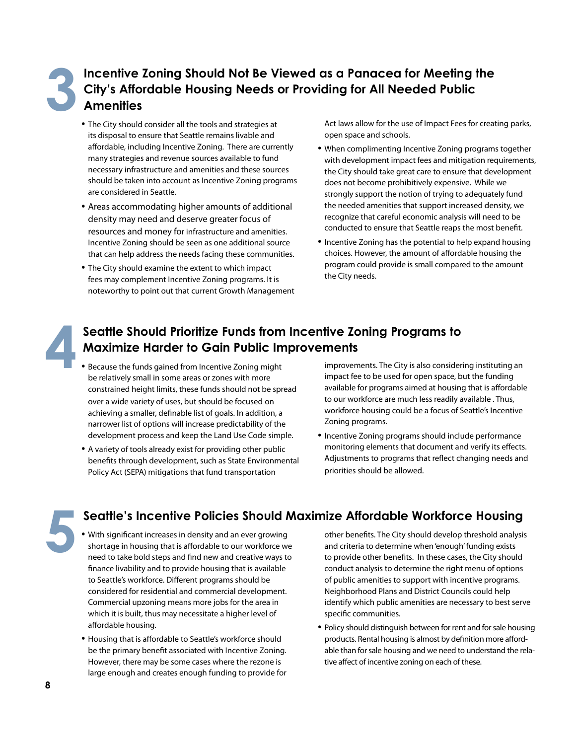## 3 Incentive Zoning Should Not Be Viewed as a Panacea for Meeting the City's Affordable Housing Needs or Providing for All Needed Public Amenities

- The City should consider all the tools and strategies at its disposal to ensure that Seattle remains livable and affordable, including Incentive Zoning. There are currently many strategies and revenue sources available to fund necessary infrastructure and amenities and these sources should be taken into account as Incentive Zoning programs are considered in Seattle.
- Areas accommodating higher amounts of additional density may need and deserve greater focus of resources and money for infrastructure and amenities. Incentive Zoning should be seen as one additional source that can help address the needs facing these communities.
- The City should examine the extent to which impact fees may complement Incentive Zoning programs. It is noteworthy to point out that current Growth Management Act laws allow for the use of Impact Fees for creating parks, open space and schools.
- When complimenting Incentive Zoning programs together with development impact fees and mitigation requirements, the City should take great care to ensure that development does not become prohibitively expensive. While we strongly support the notion of trying to adequately fund the needed amenities that support increased density, we recognize that careful economic analysis will need to be conducted to ensure that Seattle reaps the most benefit.
- Incentive Zoning has the potential to help expand housing choices. However, the amount of affordable housing the program could provide is small compared to the amount the City needs.

## 4 Seattle Should Prioritize Funds from Incentive Zoning Programs to Maximize Harder to Gain Public Improvements

- Because the funds gained from Incentive Zoning might be relatively small in some areas or zones with more constrained height limits, these funds should not be spread over a wide variety of uses, but should be focused on achieving a smaller, definable list of goals. In addition, a narrower list of options will increase predictability of the development process and keep the Land Use Code simple.
- A variety of tools already exist for providing other public benefits through development, such as State Environmental Policy Act (SEPA) mitigations that fund transportation improvements. The City is also considering instituting an impact fee to be used for open space, but the funding available for programs aimed at housing that is affordable to our workforce are much less readily available . Thus, workforce housing could be a focus of Seattle's Incentive Zoning programs.
- Incentive Zoning programs should include performance monitoring elements that document and verify its effects. Adjustments to programs that reflect changing needs and priorities should be allowed.

## 5 Seattle's Incentive Policies Should Maximize Affordable Workforce Housing

- With significant increases in density and an ever growing shortage in housing that is affordable to our workforce we need to take bold steps and find new and creative ways to finance livability and to provide housing that is available to Seattle's workforce. Different programs should be considered for residential and commercial development. Commercial upzoning means more jobs for the area in which it is built, thus may necessitate a higher level of affordable housing.
- Housing that is affordable to Seattle's workforce should be the primary benefit associated with Incentive Zoning. However, there may be some cases where the rezone is large enough and creates enough funding to provide for other benefits. The City should develop threshold analysis and criteria to determine when 'enough' funding exists to provide other benefits. In these cases, the City should conduct analysis to determine the right menu of options of public amenities to support with incentive programs. Neighborhood Plans and District Councils could help identify which public amenities are necessary to best serve specific communities.
- Policy should distinguish between for rent and for sale housing products. Rental housing is almost by definition more affordable than for sale housing and we need to understand the relative affect of incentive zoning on each of these.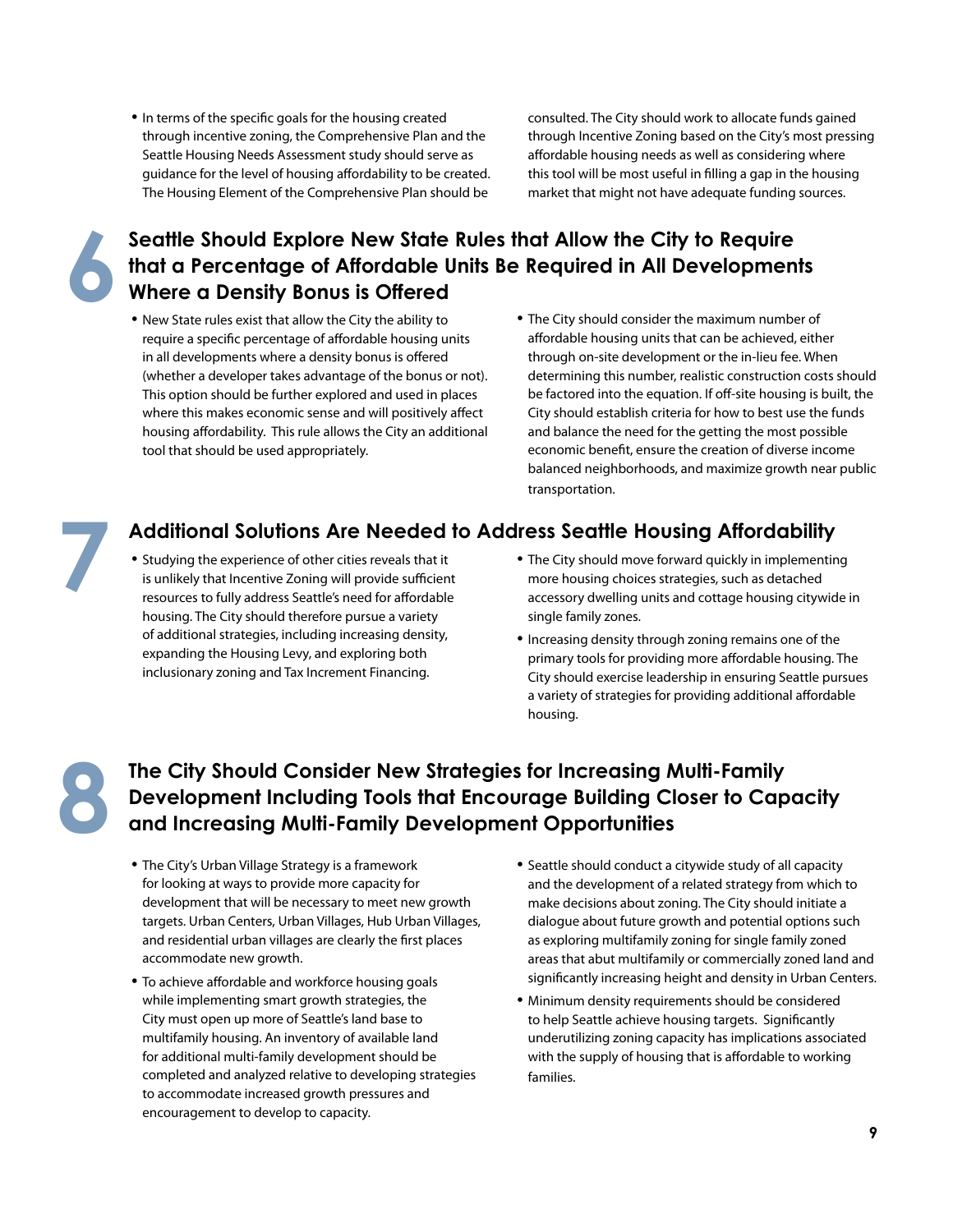- In terms of the specific goals for the housing created through incentive zoning, the Comprehensive Plan and the Seattle Housing Needs Assessment study should serve as guidance for the level of housing affordability to be created. The Housing Element of the Comprehensive Plan should be consulted. The City should work to allocate funds gained through Incentive Zoning based on the City's most pressing affordable housing needs as well as considering where this tool will be most useful in filling a gap in the housing market that might not have adequate funding sources.

## 6 Seattle Should Explore New State Rules that Allow the City to Require that a Percentage of Affordable Units Be Required in All Developments Where a Density Bonus is Offered

- New State rules exist that allow the City the ability to require a specific percentage of affordable housing units in all developments where a density bonus is offered (whether a developer takes advantage of the bonus or not). This option should be further explored and used in places where this makes economic sense and will positively affect housing affordability. This rule allows the City an additional tool that should be used appropriately.
- The City should consider the maximum number of affordable housing units that can be achieved, either through on-site development or the in-lieu fee. When determining this number, realistic construction costs should be factored into the equation. If off-site housing is built, the City should establish criteria for how to best use the funds and balance the need for the getting the most possible economic benefit, ensure the creation of diverse income balanced neighborhoods, and maximize growth near public transportation.

## 7 Additional Solutions Are Needed to Address Seattle Housing Affordability

- Studying the experience of other cities reveals that it is unlikely that Incentive Zoning will provide sufficient resources to fully address Seattle's need for affordable housing. The City should therefore pursue a variety of additional strategies, including increasing density, expanding the Housing Levy, and exploring both inclusionary zoning and Tax Increment Financing.
- The City should move forward quickly in implementing more housing choices strategies, such as detached accessory dwelling units and cottage housing citywide in single family zones.
- Increasing density through zoning remains one of the primary tools for providing more affordable housing. The City should exercise leadership in ensuring Seattle pursues a variety of strategies for providing additional affordable housing.

## 8 The City Should Consider New Strategies for Increasing Multi-Family Development Including Tools that Encourage Building Closer to Capacity and Increasing Multi-Family Development Opportunities

- The City's Urban Village Strategy is a framework for looking at ways to provide more capacity for development that will be necessary to meet new growth targets. Urban Centers, Urban Villages, Hub Urban Villages, and residential urban villages are clearly the first places accommodate new growth.
- To achieve affordable and workforce housing goals while implementing smart growth strategies, the City must open up more of Seattle's land base to multifamily housing. An inventory of available land for additional multi-family development should be completed and analyzed relative to developing strategies to accommodate increased growth pressures and encouragement to develop to capacity.
- Seattle should conduct a citywide study of all capacity and the development of a related strategy from which to make decisions about zoning. The City should initiate a dialogue about future growth and potential options such as exploring multifamily zoning for single family zoned areas that abut multifamily or commercially zoned land and significantly increasing height and density in Urban Centers.
- Minimum density requirements should be considered to help Seattle achieve housing targets. Significantly underutilizing zoning capacity has implications associated with the supply of housing that is affordable to working families.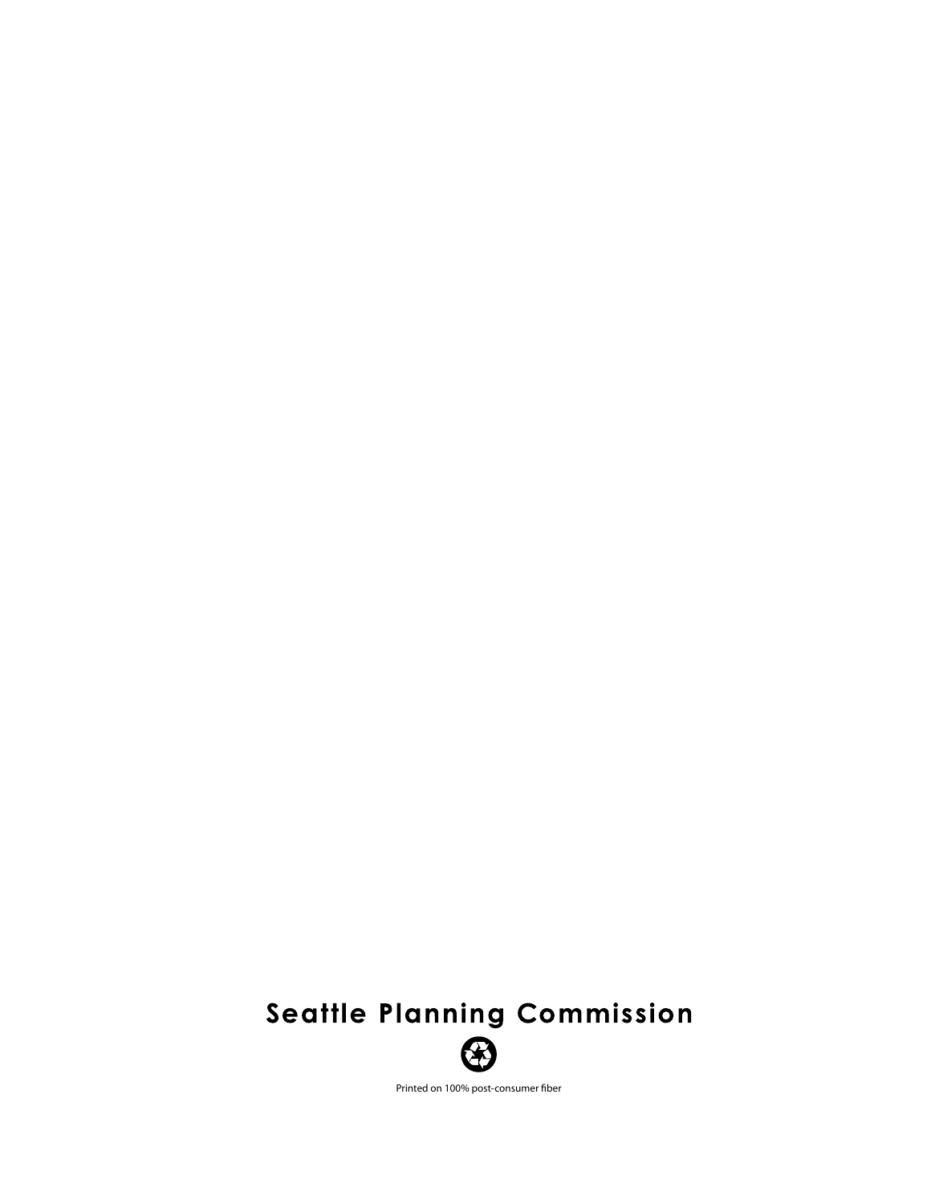**Seattle Planning Commission**

Printed on 100% post-consumer fiber